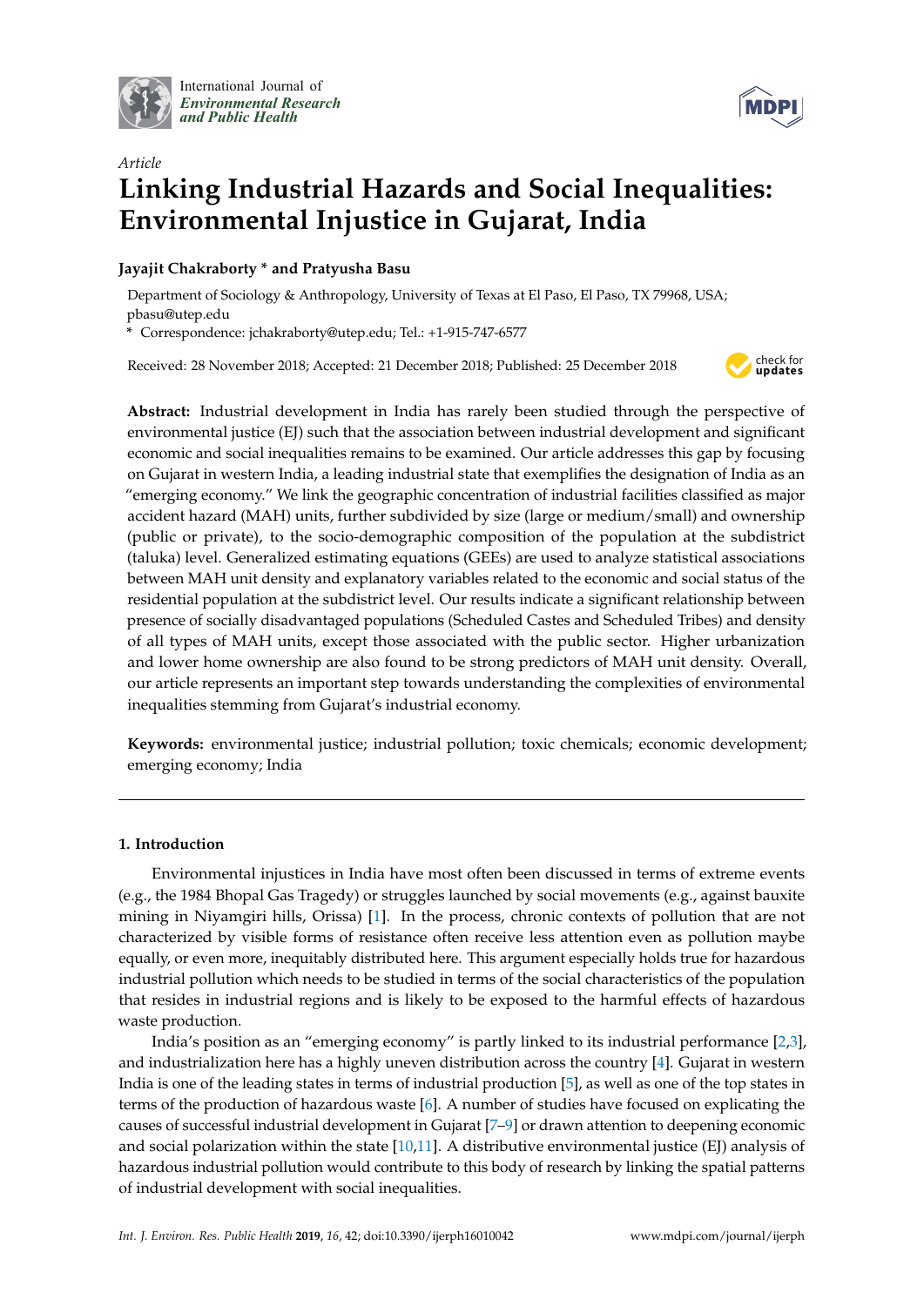International Journal of
*Environmental Research and Public Health*

*Article*

# Linking Industrial Hazards and Social Inequalities: Environmental Injustice in Gujarat, India

**Jayajit Chakraborty * and Pratyusha Basu**

Department of Sociology & Anthropology, University of Texas at El Paso, El Paso, TX 79968, USA; pbasu@utep.edu

* Correspondence: jchakraborty@utep.edu; Tel.: +1-915-747-6577

Received: 28 November 2018; Accepted: 21 December 2018; Published: 25 December 2018

**Abstract:** Industrial development in India has rarely been studied through the perspective of environmental justice (EJ) such that the association between industrial development and significant economic and social inequalities remains to be examined. Our article addresses this gap by focusing on Gujarat in western India, a leading industrial state that exemplifies the designation of India as an "emerging economy." We link the geographic concentration of industrial facilities classified as major accident hazard (MAH) units, further subdivided by size (large or medium/small) and ownership (public or private), to the socio-demographic composition of the population at the subdistrict (taluka) level. Generalized estimating equations (GEEs) are used to analyze statistical associations between MAH unit density and explanatory variables related to the economic and social status of the residential population at the subdistrict level. Our results indicate a significant relationship between presence of socially disadvantaged populations (Scheduled Castes and Scheduled Tribes) and density of all types of MAH units, except those associated with the public sector. Higher urbanization and lower home ownership are also found to be strong predictors of MAH unit density. Overall, our article represents an important step towards understanding the complexities of environmental inequalities stemming from Gujarat's industrial economy.

**Keywords:** environmental justice; industrial pollution; toxic chemicals; economic development; emerging economy; India

## 1. Introduction

Environmental injustices in India have most often been discussed in terms of extreme events (e.g., the 1984 Bhopal Gas Tragedy) or struggles launched by social movements (e.g., against bauxite mining in Niyamgiri hills, Orissa) [1]. In the process, chronic contexts of pollution that are not characterized by visible forms of resistance often receive less attention even as pollution maybe equally, or even more, inequitably distributed here. This argument especially holds true for hazardous industrial pollution which needs to be studied in terms of the social characteristics of the population that resides in industrial regions and is likely to be exposed to the harmful effects of hazardous waste production.

India's position as an "emerging economy" is partly linked to its industrial performance [2,3], and industrialization here has a highly uneven distribution across the country [4]. Gujarat in western India is one of the leading states in terms of industrial production [5], as well as one of the top states in terms of the production of hazardous waste [6]. A number of studies have focused on explicating the causes of successful industrial development in Gujarat [7–9] or drawn attention to deepening economic and social polarization within the state [10,11]. A distributive environmental justice (EJ) analysis of hazardous industrial pollution would contribute to this body of research by linking the spatial patterns of industrial development with social inequalities.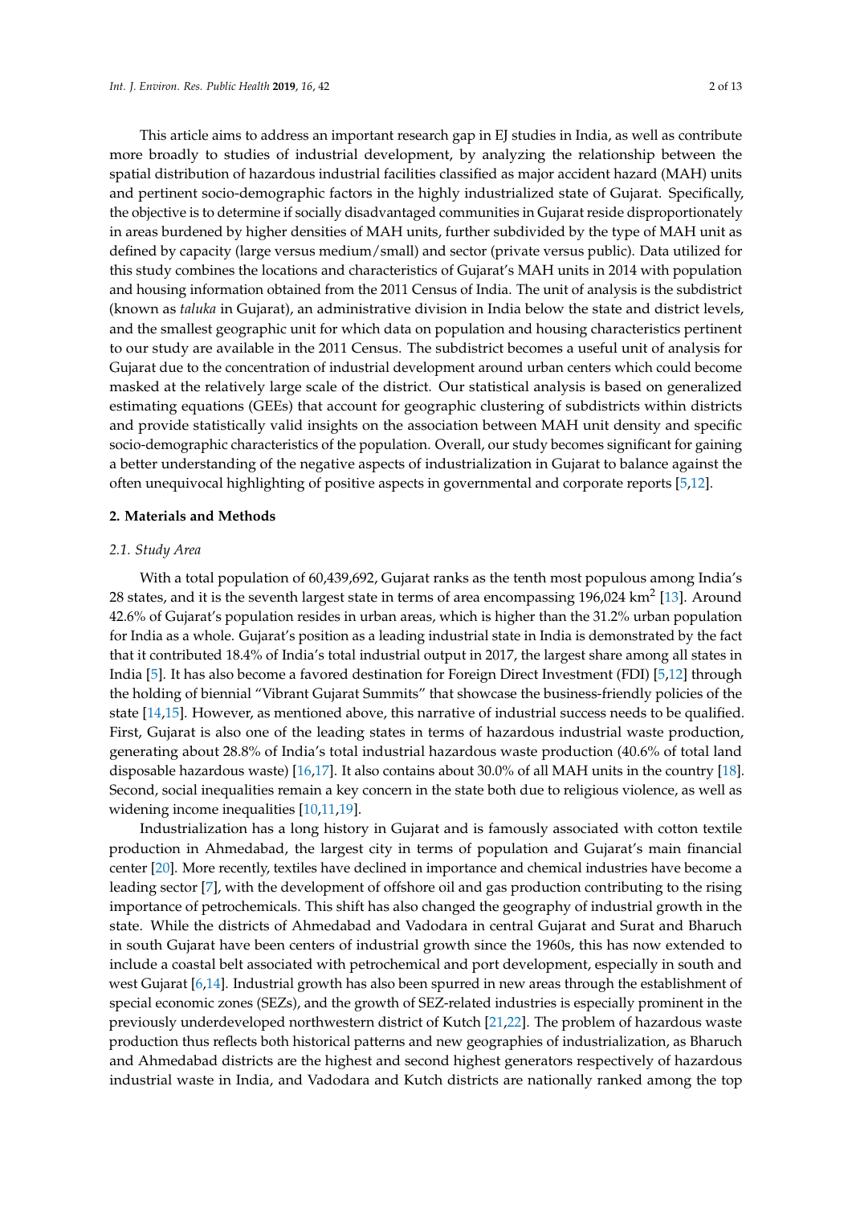This article aims to address an important research gap in EJ studies in India, as well as contribute more broadly to studies of industrial development, by analyzing the relationship between the spatial distribution of hazardous industrial facilities classified as major accident hazard (MAH) units and pertinent socio-demographic factors in the highly industrialized state of Gujarat. Specifically, the objective is to determine if socially disadvantaged communities in Gujarat reside disproportionately in areas burdened by higher densities of MAH units, further subdivided by the type of MAH unit as defined by capacity (large versus medium/small) and sector (private versus public). Data utilized for this study combines the locations and characteristics of Gujarat's MAH units in 2014 with population and housing information obtained from the 2011 Census of India. The unit of analysis is the subdistrict (known as *taluka* in Gujarat), an administrative division in India below the state and district levels, and the smallest geographic unit for which data on population and housing characteristics pertinent to our study are available in the 2011 Census. The subdistrict becomes a useful unit of analysis for Gujarat due to the concentration of industrial development around urban centers which could become masked at the relatively large scale of the district. Our statistical analysis is based on generalized estimating equations (GEEs) that account for geographic clustering of subdistricts within districts and provide statistically valid insights on the association between MAH unit density and specific socio-demographic characteristics of the population. Overall, our study becomes significant for gaining a better understanding of the negative aspects of industrialization in Gujarat to balance against the often unequivocal highlighting of positive aspects in governmental and corporate reports [5,12].

## 2. Materials and Methods

### 2.1. Study Area

With a total population of 60,439,692, Gujarat ranks as the tenth most populous among India's 28 states, and it is the seventh largest state in terms of area encompassing 196,024 km$^2$ [13]. Around 42.6% of Gujarat's population resides in urban areas, which is higher than the 31.2% urban population for India as a whole. Gujarat's position as a leading industrial state in India is demonstrated by the fact that it contributed 18.4% of India's total industrial output in 2017, the largest share among all states in India [5]. It has also become a favored destination for Foreign Direct Investment (FDI) [5,12] through the holding of biennial "Vibrant Gujarat Summits" that showcase the business-friendly policies of the state [14,15]. However, as mentioned above, this narrative of industrial success needs to be qualified. First, Gujarat is also one of the leading states in terms of hazardous industrial waste production, generating about 28.8% of India's total industrial hazardous waste production (40.6% of total land disposable hazardous waste) [16,17]. It also contains about 30.0% of all MAH units in the country [18]. Second, social inequalities remain a key concern in the state both due to religious violence, as well as widening income inequalities [10,11,19].

Industrialization has a long history in Gujarat and is famously associated with cotton textile production in Ahmedabad, the largest city in terms of population and Gujarat's main financial center [20]. More recently, textiles have declined in importance and chemical industries have become a leading sector [7], with the development of offshore oil and gas production contributing to the rising importance of petrochemicals. This shift has also changed the geography of industrial growth in the state. While the districts of Ahmedabad and Vadodara in central Gujarat and Surat and Bharuch in south Gujarat have been centers of industrial growth since the 1960s, this has now extended to include a coastal belt associated with petrochemical and port development, especially in south and west Gujarat [6,14]. Industrial growth has also been spurred in new areas through the establishment of special economic zones (SEZs), and the growth of SEZ-related industries is especially prominent in the previously underdeveloped northwestern district of Kutch [21,22]. The problem of hazardous waste production thus reflects both historical patterns and new geographies of industrialization, as Bharuch and Ahmedabad districts are the highest and second highest generators respectively of hazardous industrial waste in India, and Vadodara and Kutch districts are nationally ranked among the top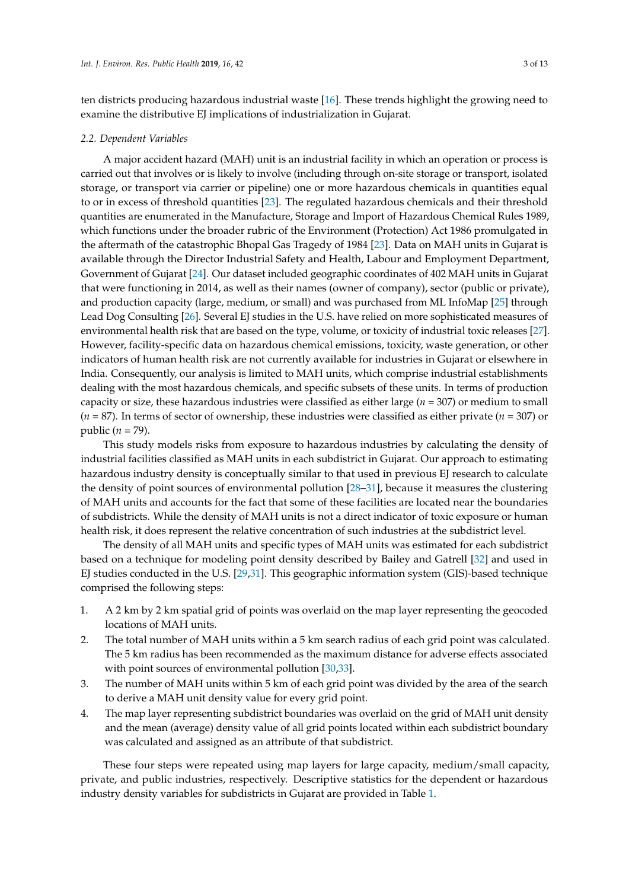ten districts producing hazardous industrial waste [16]. These trends highlight the growing need to examine the distributive EJ implications of industrialization in Gujarat.

### 2.2. Dependent Variables

A major accident hazard (MAH) unit is an industrial facility in which an operation or process is carried out that involves or is likely to involve (including through on-site storage or transport, isolated storage, or transport via carrier or pipeline) one or more hazardous chemicals in quantities equal to or in excess of threshold quantities [23]. The regulated hazardous chemicals and their threshold quantities are enumerated in the Manufacture, Storage and Import of Hazardous Chemical Rules 1989, which functions under the broader rubric of the Environment (Protection) Act 1986 promulgated in the aftermath of the catastrophic Bhopal Gas Tragedy of 1984 [23]. Data on MAH units in Gujarat is available through the Director Industrial Safety and Health, Labour and Employment Department, Government of Gujarat [24]. Our dataset included geographic coordinates of 402 MAH units in Gujarat that were functioning in 2014, as well as their names (owner of company), sector (public or private), and production capacity (large, medium, or small) and was purchased from ML InfoMap [25] through Lead Dog Consulting [26]. Several EJ studies in the U.S. have relied on more sophisticated measures of environmental health risk that are based on the type, volume, or toxicity of industrial toxic releases [27]. However, facility-specific data on hazardous chemical emissions, toxicity, waste generation, or other indicators of human health risk are not currently available for industries in Gujarat or elsewhere in India. Consequently, our analysis is limited to MAH units, which comprise industrial establishments dealing with the most hazardous chemicals, and specific subsets of these units. In terms of production capacity or size, these hazardous industries were classified as either large ($n$ = 307) or medium to small ($n$ = 87). In terms of sector of ownership, these industries were classified as either private ($n$ = 307) or public ($n$ = 79).

This study models risks from exposure to hazardous industries by calculating the density of industrial facilities classified as MAH units in each subdistrict in Gujarat. Our approach to estimating hazardous industry density is conceptually similar to that used in previous EJ research to calculate the density of point sources of environmental pollution [28–31], because it measures the clustering of MAH units and accounts for the fact that some of these facilities are located near the boundaries of subdistricts. While the density of MAH units is not a direct indicator of toxic exposure or human health risk, it does represent the relative concentration of such industries at the subdistrict level.

The density of all MAH units and specific types of MAH units was estimated for each subdistrict based on a technique for modeling point density described by Bailey and Gatrell [32] and used in EJ studies conducted in the U.S. [29,31]. This geographic information system (GIS)-based technique comprised the following steps:

1. A 2 km by 2 km spatial grid of points was overlaid on the map layer representing the geocoded locations of MAH units.
2. The total number of MAH units within a 5 km search radius of each grid point was calculated. The 5 km radius has been recommended as the maximum distance for adverse effects associated with point sources of environmental pollution [30,33].
3. The number of MAH units within 5 km of each grid point was divided by the area of the search to derive a MAH unit density value for every grid point.
4. The map layer representing subdistrict boundaries was overlaid on the grid of MAH unit density and the mean (average) density value of all grid points located within each subdistrict boundary was calculated and assigned as an attribute of that subdistrict.

These four steps were repeated using map layers for large capacity, medium/small capacity, private, and public industries, respectively. Descriptive statistics for the dependent or hazardous industry density variables for subdistricts in Gujarat are provided in Table 1.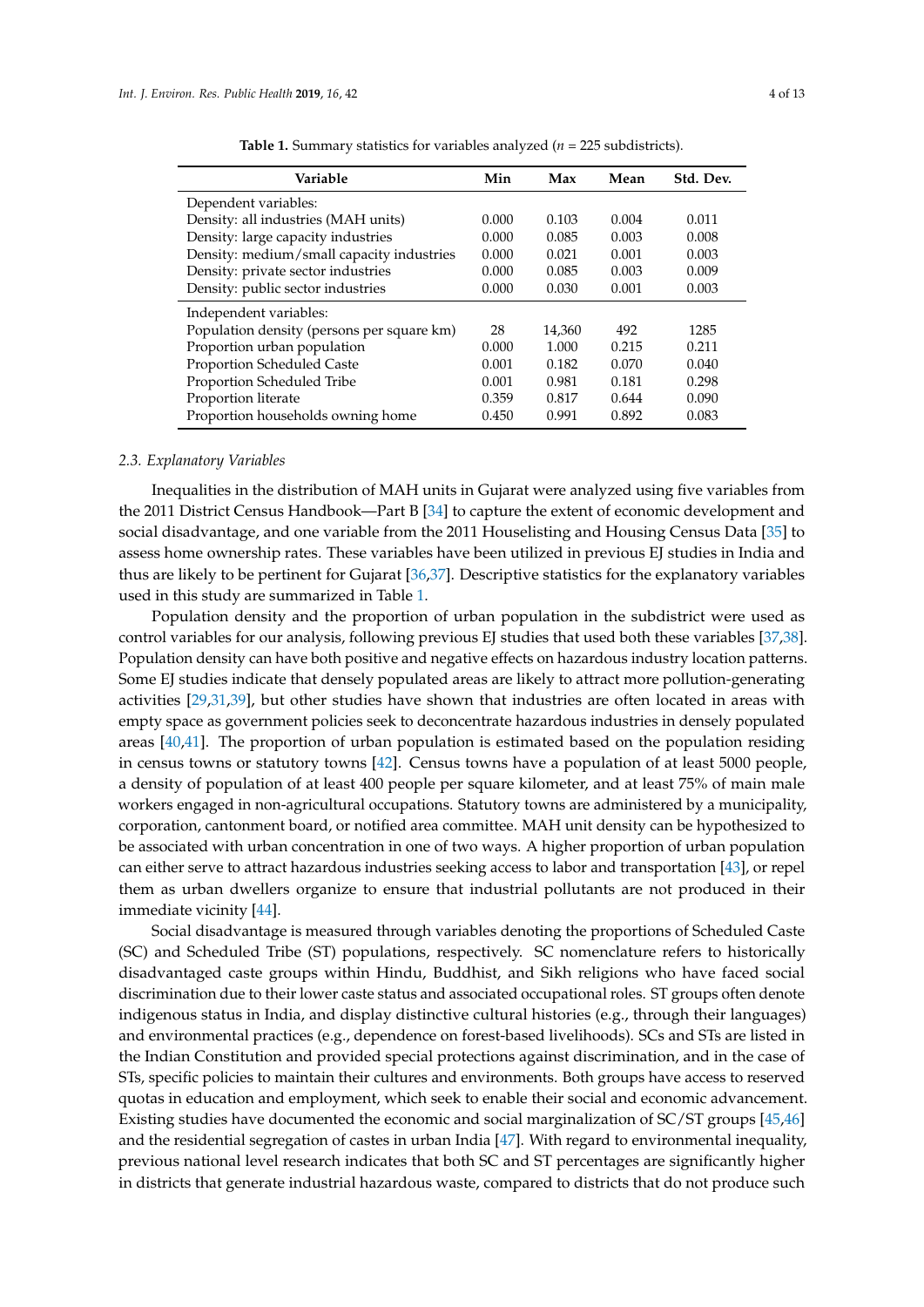**Table 1.** Summary statistics for variables analyzed ($n$ = 225 subdistricts).

| Variable | Min | Max | Mean | Std. Dev. |
|---|---|---|---|---|
| Dependent variables: | | | | |
| Density: all industries (MAH units) | 0.000 | 0.103 | 0.004 | 0.011 |
| Density: large capacity industries | 0.000 | 0.085 | 0.003 | 0.008 |
| Density: medium/small capacity industries | 0.000 | 0.021 | 0.001 | 0.003 |
| Density: private sector industries | 0.000 | 0.085 | 0.003 | 0.009 |
| Density: public sector industries | 0.000 | 0.030 | 0.001 | 0.003 |
| Independent variables: | | | | |
| Population density (persons per square km) | 28 | 14,360 | 492 | 1285 |
| Proportion urban population | 0.000 | 1.000 | 0.215 | 0.211 |
| Proportion Scheduled Caste | 0.001 | 0.182 | 0.070 | 0.040 |
| Proportion Scheduled Tribe | 0.001 | 0.981 | 0.181 | 0.298 |
| Proportion literate | 0.359 | 0.817 | 0.644 | 0.090 |
| Proportion households owning home | 0.450 | 0.991 | 0.892 | 0.083 |

### 2.3. Explanatory Variables

Inequalities in the distribution of MAH units in Gujarat were analyzed using five variables from the 2011 District Census Handbook—Part B [34] to capture the extent of economic development and social disadvantage, and one variable from the 2011 Houselisting and Housing Census Data [35] to assess home ownership rates. These variables have been utilized in previous EJ studies in India and thus are likely to be pertinent for Gujarat [36,37]. Descriptive statistics for the explanatory variables used in this study are summarized in Table 1.

Population density and the proportion of urban population in the subdistrict were used as control variables for our analysis, following previous EJ studies that used both these variables [37,38]. Population density can have both positive and negative effects on hazardous industry location patterns. Some EJ studies indicate that densely populated areas are likely to attract more pollution-generating activities [29,31,39], but other studies have shown that industries are often located in areas with empty space as government policies seek to deconcentrate hazardous industries in densely populated areas [40,41]. The proportion of urban population is estimated based on the population residing in census towns or statutory towns [42]. Census towns have a population of at least 5000 people, a density of population of at least 400 people per square kilometer, and at least 75% of main male workers engaged in non-agricultural occupations. Statutory towns are administered by a municipality, corporation, cantonment board, or notified area committee. MAH unit density can be hypothesized to be associated with urban concentration in one of two ways. A higher proportion of urban population can either serve to attract hazardous industries seeking access to labor and transportation [43], or repel them as urban dwellers organize to ensure that industrial pollutants are not produced in their immediate vicinity [44].

Social disadvantage is measured through variables denoting the proportions of Scheduled Caste (SC) and Scheduled Tribe (ST) populations, respectively. SC nomenclature refers to historically disadvantaged caste groups within Hindu, Buddhist, and Sikh religions who have faced social discrimination due to their lower caste status and associated occupational roles. ST groups often denote indigenous status in India, and display distinctive cultural histories (e.g., through their languages) and environmental practices (e.g., dependence on forest-based livelihoods). SCs and STs are listed in the Indian Constitution and provided special protections against discrimination, and in the case of STs, specific policies to maintain their cultures and environments. Both groups have access to reserved quotas in education and employment, which seek to enable their social and economic advancement. Existing studies have documented the economic and social marginalization of SC/ST groups [45,46] and the residential segregation of castes in urban India [47]. With regard to environmental inequality, previous national level research indicates that both SC and ST percentages are significantly higher in districts that generate industrial hazardous waste, compared to districts that do not produce such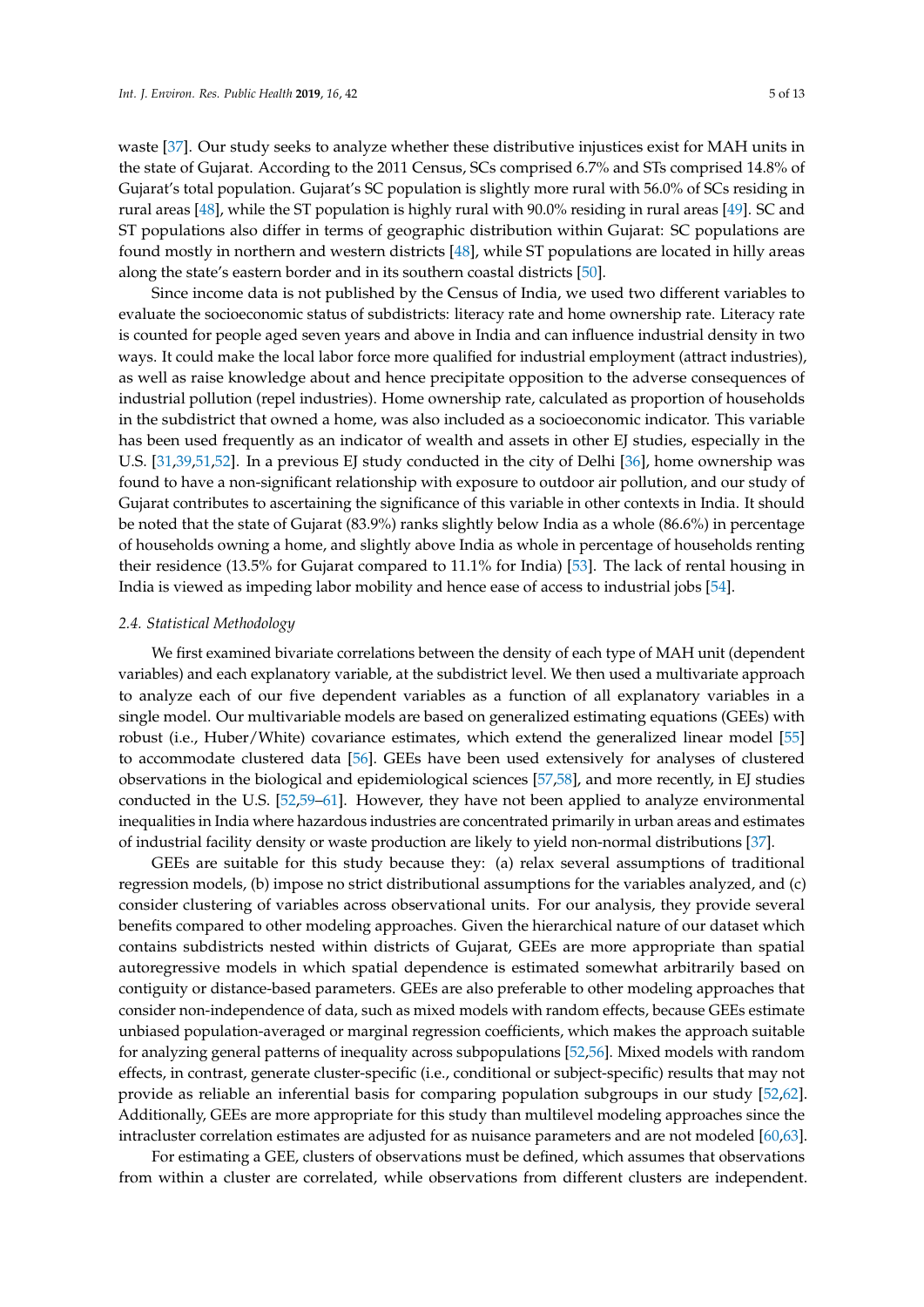waste [37]. Our study seeks to analyze whether these distributive injustices exist for MAH units in the state of Gujarat. According to the 2011 Census, SCs comprised 6.7% and STs comprised 14.8% of Gujarat's total population. Gujarat's SC population is slightly more rural with 56.0% of SCs residing in rural areas [48], while the ST population is highly rural with 90.0% residing in rural areas [49]. SC and ST populations also differ in terms of geographic distribution within Gujarat: SC populations are found mostly in northern and western districts [48], while ST populations are located in hilly areas along the state's eastern border and in its southern coastal districts [50].

Since income data is not published by the Census of India, we used two different variables to evaluate the socioeconomic status of subdistricts: literacy rate and home ownership rate. Literacy rate is counted for people aged seven years and above in India and can influence industrial density in two ways. It could make the local labor force more qualified for industrial employment (attract industries), as well as raise knowledge about and hence precipitate opposition to the adverse consequences of industrial pollution (repel industries). Home ownership rate, calculated as proportion of households in the subdistrict that owned a home, was also included as a socioeconomic indicator. This variable has been used frequently as an indicator of wealth and assets in other EJ studies, especially in the U.S. [31,39,51,52]. In a previous EJ study conducted in the city of Delhi [36], home ownership was found to have a non-significant relationship with exposure to outdoor air pollution, and our study of Gujarat contributes to ascertaining the significance of this variable in other contexts in India. It should be noted that the state of Gujarat (83.9%) ranks slightly below India as a whole (86.6%) in percentage of households owning a home, and slightly above India as whole in percentage of households renting their residence (13.5% for Gujarat compared to 11.1% for India) [53]. The lack of rental housing in India is viewed as impeding labor mobility and hence ease of access to industrial jobs [54].

### *2.4. Statistical Methodology*

We first examined bivariate correlations between the density of each type of MAH unit (dependent variables) and each explanatory variable, at the subdistrict level. We then used a multivariate approach to analyze each of our five dependent variables as a function of all explanatory variables in a single model. Our multivariable models are based on generalized estimating equations (GEEs) with robust (i.e., Huber/White) covariance estimates, which extend the generalized linear model [55] to accommodate clustered data [56]. GEEs have been used extensively for analyses of clustered observations in the biological and epidemiological sciences [57,58], and more recently, in EJ studies conducted in the U.S. [52,59–61]. However, they have not been applied to analyze environmental inequalities in India where hazardous industries are concentrated primarily in urban areas and estimates of industrial facility density or waste production are likely to yield non-normal distributions [37].

GEEs are suitable for this study because they: (a) relax several assumptions of traditional regression models, (b) impose no strict distributional assumptions for the variables analyzed, and (c) consider clustering of variables across observational units. For our analysis, they provide several benefits compared to other modeling approaches. Given the hierarchical nature of our dataset which contains subdistricts nested within districts of Gujarat, GEEs are more appropriate than spatial autoregressive models in which spatial dependence is estimated somewhat arbitrarily based on contiguity or distance-based parameters. GEEs are also preferable to other modeling approaches that consider non-independence of data, such as mixed models with random effects, because GEEs estimate unbiased population-averaged or marginal regression coefficients, which makes the approach suitable for analyzing general patterns of inequality across subpopulations [52,56]. Mixed models with random effects, in contrast, generate cluster-specific (i.e., conditional or subject-specific) results that may not provide as reliable an inferential basis for comparing population subgroups in our study [52,62]. Additionally, GEEs are more appropriate for this study than multilevel modeling approaches since the intracluster correlation estimates are adjusted for as nuisance parameters and are not modeled [60,63].

For estimating a GEE, clusters of observations must be defined, which assumes that observations from within a cluster are correlated, while observations from different clusters are independent.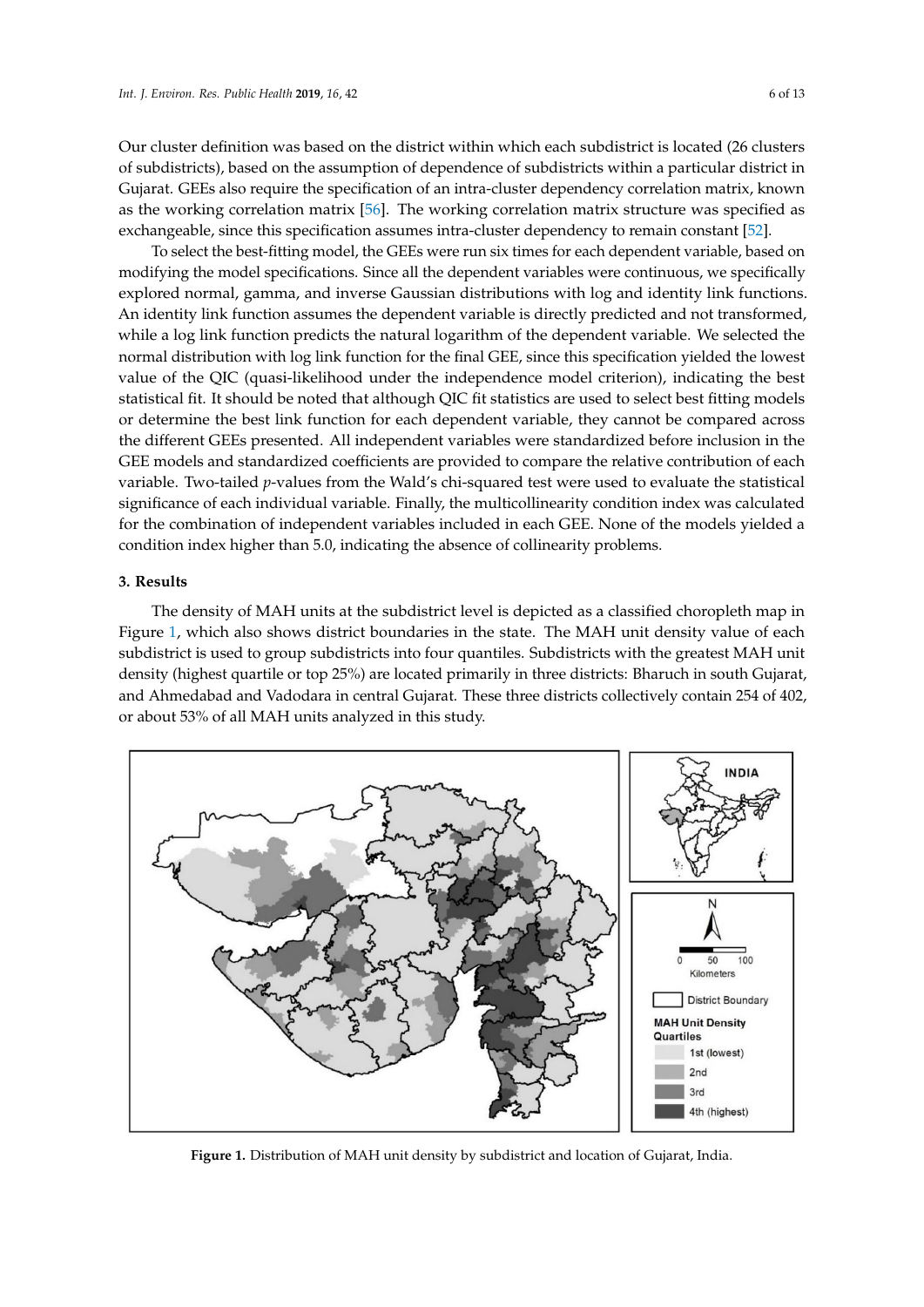Our cluster definition was based on the district within which each subdistrict is located (26 clusters of subdistricts), based on the assumption of dependence of subdistricts within a particular district in Gujarat. GEEs also require the specification of an intra-cluster dependency correlation matrix, known as the working correlation matrix [56]. The working correlation matrix structure was specified as exchangeable, since this specification assumes intra-cluster dependency to remain constant [52].

To select the best-fitting model, the GEEs were run six times for each dependent variable, based on modifying the model specifications. Since all the dependent variables were continuous, we specifically explored normal, gamma, and inverse Gaussian distributions with log and identity link functions. An identity link function assumes the dependent variable is directly predicted and not transformed, while a log link function predicts the natural logarithm of the dependent variable. We selected the normal distribution with log link function for the final GEE, since this specification yielded the lowest value of the QIC (quasi-likelihood under the independence model criterion), indicating the best statistical fit. It should be noted that although QIC fit statistics are used to select best fitting models or determine the best link function for each dependent variable, they cannot be compared across the different GEEs presented. All independent variables were standardized before inclusion in the GEE models and standardized coefficients are provided to compare the relative contribution of each variable. Two-tailed *p*-values from the Wald's chi-squared test were used to evaluate the statistical significance of each individual variable. Finally, the multicollinearity condition index was calculated for the combination of independent variables included in each GEE. None of the models yielded a condition index higher than 5.0, indicating the absence of collinearity problems.

## 3. Results

The density of MAH units at the subdistrict level is depicted as a classified choropleth map in Figure 1, which also shows district boundaries in the state. The MAH unit density value of each subdistrict is used to group subdistricts into four quantiles. Subdistricts with the greatest MAH unit density (highest quartile or top 25%) are located primarily in three districts: Bharuch in south Gujarat, and Ahmedabad and Vadodara in central Gujarat. These three districts collectively contain 254 of 402, or about 53% of all MAH units analyzed in this study.

**Figure 1.** Distribution of MAH unit density by subdistrict and location of Gujarat, India.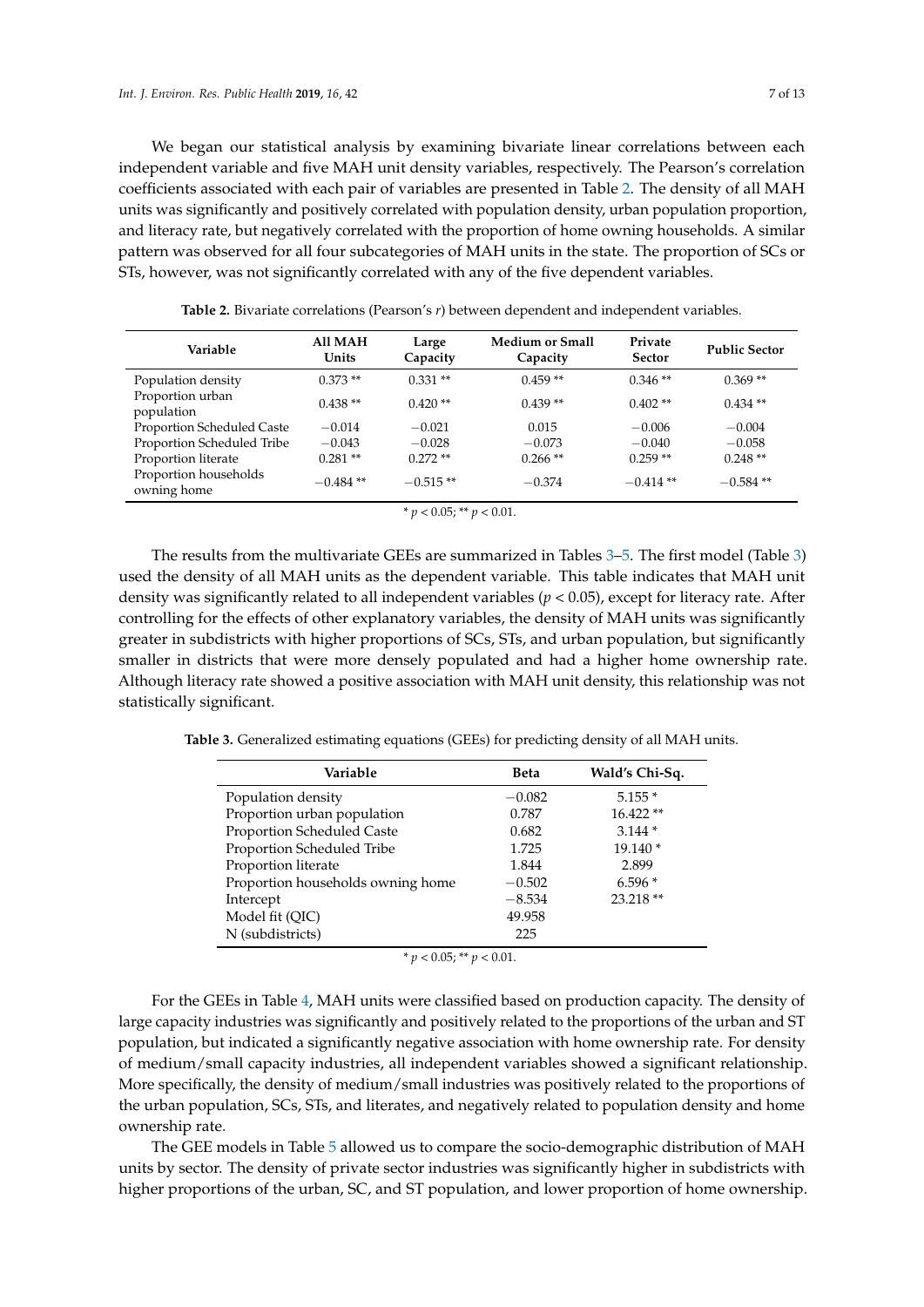We began our statistical analysis by examining bivariate linear correlations between each independent variable and five MAH unit density variables, respectively. The Pearson's correlation coefficients associated with each pair of variables are presented in Table 2. The density of all MAH units was significantly and positively correlated with population density, urban population proportion, and literacy rate, but negatively correlated with the proportion of home owning households. A similar pattern was observed for all four subcategories of MAH units in the state. The proportion of SCs or STs, however, was not significantly correlated with any of the five dependent variables.

**Table 2.** Bivariate correlations (Pearson's *r*) between dependent and independent variables.

| Variable | All MAH Units | Large Capacity | Medium or Small Capacity | Private Sector | Public Sector |
|---|---|---|---|---|---|
| Population density | 0.373 ** | 0.331 ** | 0.459 ** | 0.346 ** | 0.369 ** |
| Proportion urban population | 0.438 ** | 0.420 ** | 0.439 ** | 0.402 ** | 0.434 ** |
| Proportion Scheduled Caste | −0.014 | −0.021 | 0.015 | −0.006 | −0.004 |
| Proportion Scheduled Tribe | −0.043 | −0.028 | −0.073 | −0.040 | −0.058 |
| Proportion literate | 0.281 ** | 0.272 ** | 0.266 ** | 0.259 ** | 0.248 ** |
| Proportion households owning home | −0.484 ** | −0.515 ** | −0.374 | −0.414 ** | −0.584 ** |

\* $p < 0.05$; ** $p < 0.01$.

The results from the multivariate GEEs are summarized in Tables 3–5. The first model (Table 3) used the density of all MAH units as the dependent variable. This table indicates that MAH unit density was significantly related to all independent variables ($p < 0.05$), except for literacy rate. After controlling for the effects of other explanatory variables, the density of MAH units was significantly greater in subdistricts with higher proportions of SCs, STs, and urban population, but significantly smaller in districts that were more densely populated and had a higher home ownership rate. Although literacy rate showed a positive association with MAH unit density, this relationship was not statistically significant.

**Table 3.** Generalized estimating equations (GEEs) for predicting density of all MAH units.

| Variable | Beta | Wald's Chi-Sq. |
|---|---|---|
| Population density | −0.082 | 5.155 * |
| Proportion urban population | 0.787 | 16.422 ** |
| Proportion Scheduled Caste | 0.682 | 3.144 * |
| Proportion Scheduled Tribe | 1.725 | 19.140 * |
| Proportion literate | 1.844 | 2.899 |
| Proportion households owning home | −0.502 | 6.596 * |
| Intercept | −8.534 | 23.218 ** |
| Model fit (QIC) | 49.958 | |
| N (subdistricts) | 225 | |

\* $p < 0.05$; ** $p < 0.01$.

For the GEEs in Table 4, MAH units were classified based on production capacity. The density of large capacity industries was significantly and positively related to the proportions of the urban and ST population, but indicated a significantly negative association with home ownership rate. For density of medium/small capacity industries, all independent variables showed a significant relationship. More specifically, the density of medium/small industries was positively related to the proportions of the urban population, SCs, STs, and literates, and negatively related to population density and home ownership rate.

The GEE models in Table 5 allowed us to compare the socio-demographic distribution of MAH units by sector. The density of private sector industries was significantly higher in subdistricts with higher proportions of the urban, SC, and ST population, and lower proportion of home ownership.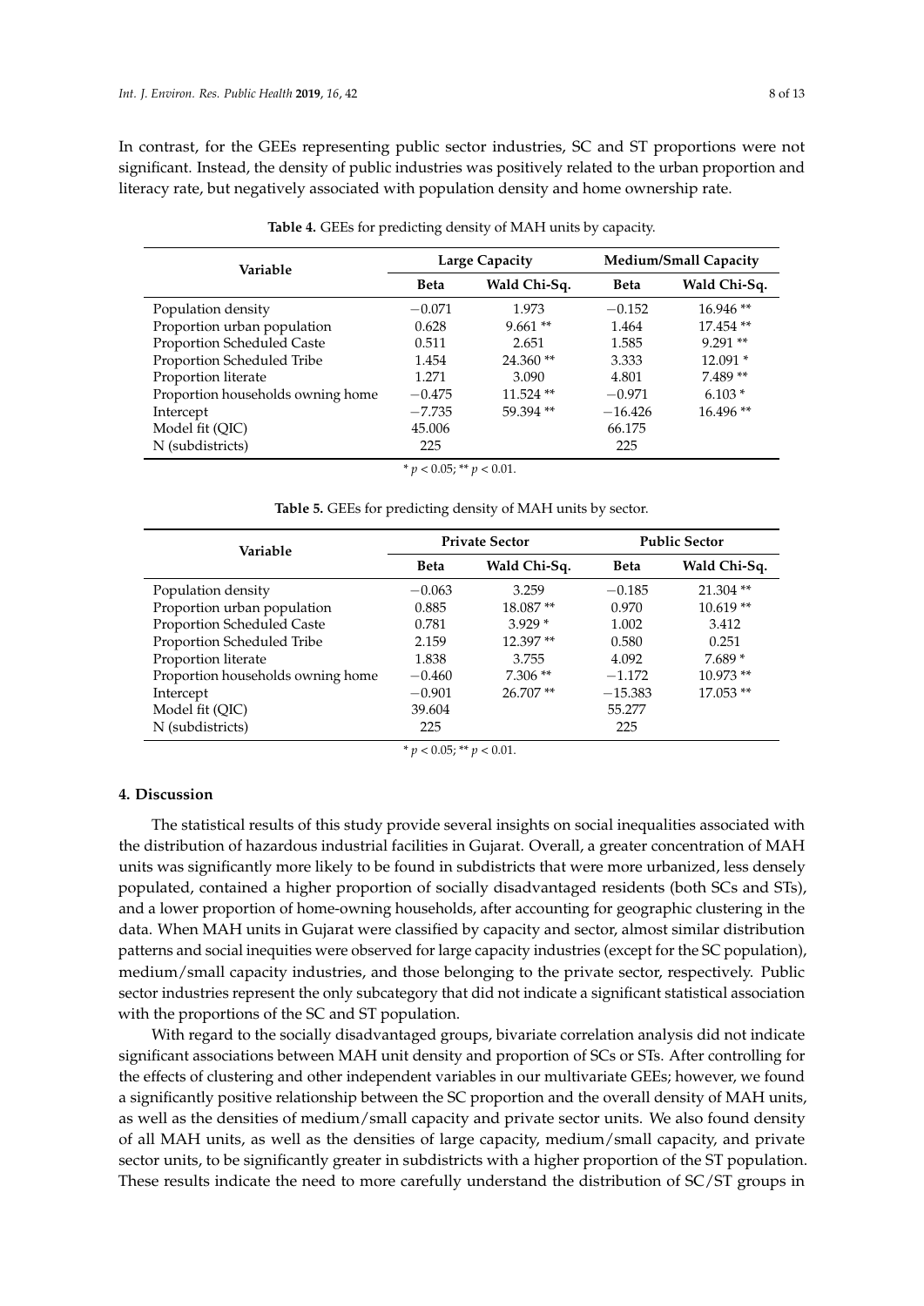In contrast, for the GEEs representing public sector industries, SC and ST proportions were not significant. Instead, the density of public industries was positively related to the urban proportion and literacy rate, but negatively associated with population density and home ownership rate.

**Table 4.** GEEs for predicting density of MAH units by capacity.

| Variable | Large Capacity | | Medium/Small Capacity | |
|---|---|---|---|---|
| | **Beta** | **Wald Chi-Sq.** | **Beta** | **Wald Chi-Sq.** |
| Population density | −0.071 | 1.973 | −0.152 | 16.946 ** |
| Proportion urban population | 0.628 | 9.661 ** | 1.464 | 17.454 ** |
| Proportion Scheduled Caste | 0.511 | 2.651 | 1.585 | 9.291 ** |
| Proportion Scheduled Tribe | 1.454 | 24.360 ** | 3.333 | 12.091 * |
| Proportion literate | 1.271 | 3.090 | 4.801 | 7.489 ** |
| Proportion households owning home | −0.475 | 11.524 ** | −0.971 | 6.103 * |
| Intercept | −7.735 | 59.394 ** | −16.426 | 16.496 ** |
| Model fit (QIC) | 45.006 | | 66.175 | |
| N (subdistricts) | 225 | | 225 | |

* $p < 0.05$; ** $p < 0.01$.

**Table 5.** GEEs for predicting density of MAH units by sector.

| Variable | Private Sector | | Public Sector | |
|---|---|---|---|---|
| | **Beta** | **Wald Chi-Sq.** | **Beta** | **Wald Chi-Sq.** |
| Population density | −0.063 | 3.259 | −0.185 | 21.304 ** |
| Proportion urban population | 0.885 | 18.087 ** | 0.970 | 10.619 ** |
| Proportion Scheduled Caste | 0.781 | 3.929 * | 1.002 | 3.412 |
| Proportion Scheduled Tribe | 2.159 | 12.397 ** | 0.580 | 0.251 |
| Proportion literate | 1.838 | 3.755 | 4.092 | 7.689 * |
| Proportion households owning home | −0.460 | 7.306 ** | −1.172 | 10.973 ** |
| Intercept | −0.901 | 26.707 ** | −15.383 | 17.053 ** |
| Model fit (QIC) | 39.604 | | 55.277 | |
| N (subdistricts) | 225 | | 225 | |

* $p < 0.05$; ** $p < 0.01$.

## 4. Discussion

The statistical results of this study provide several insights on social inequalities associated with the distribution of hazardous industrial facilities in Gujarat. Overall, a greater concentration of MAH units was significantly more likely to be found in subdistricts that were more urbanized, less densely populated, contained a higher proportion of socially disadvantaged residents (both SCs and STs), and a lower proportion of home-owning households, after accounting for geographic clustering in the data. When MAH units in Gujarat were classified by capacity and sector, almost similar distribution patterns and social inequities were observed for large capacity industries (except for the SC population), medium/small capacity industries, and those belonging to the private sector, respectively. Public sector industries represent the only subcategory that did not indicate a significant statistical association with the proportions of the SC and ST population.

With regard to the socially disadvantaged groups, bivariate correlation analysis did not indicate significant associations between MAH unit density and proportion of SCs or STs. After controlling for the effects of clustering and other independent variables in our multivariate GEEs; however, we found a significantly positive relationship between the SC proportion and the overall density of MAH units, as well as the densities of medium/small capacity and private sector units. We also found density of all MAH units, as well as the densities of large capacity, medium/small capacity, and private sector units, to be significantly greater in subdistricts with a higher proportion of the ST population. These results indicate the need to more carefully understand the distribution of SC/ST groups in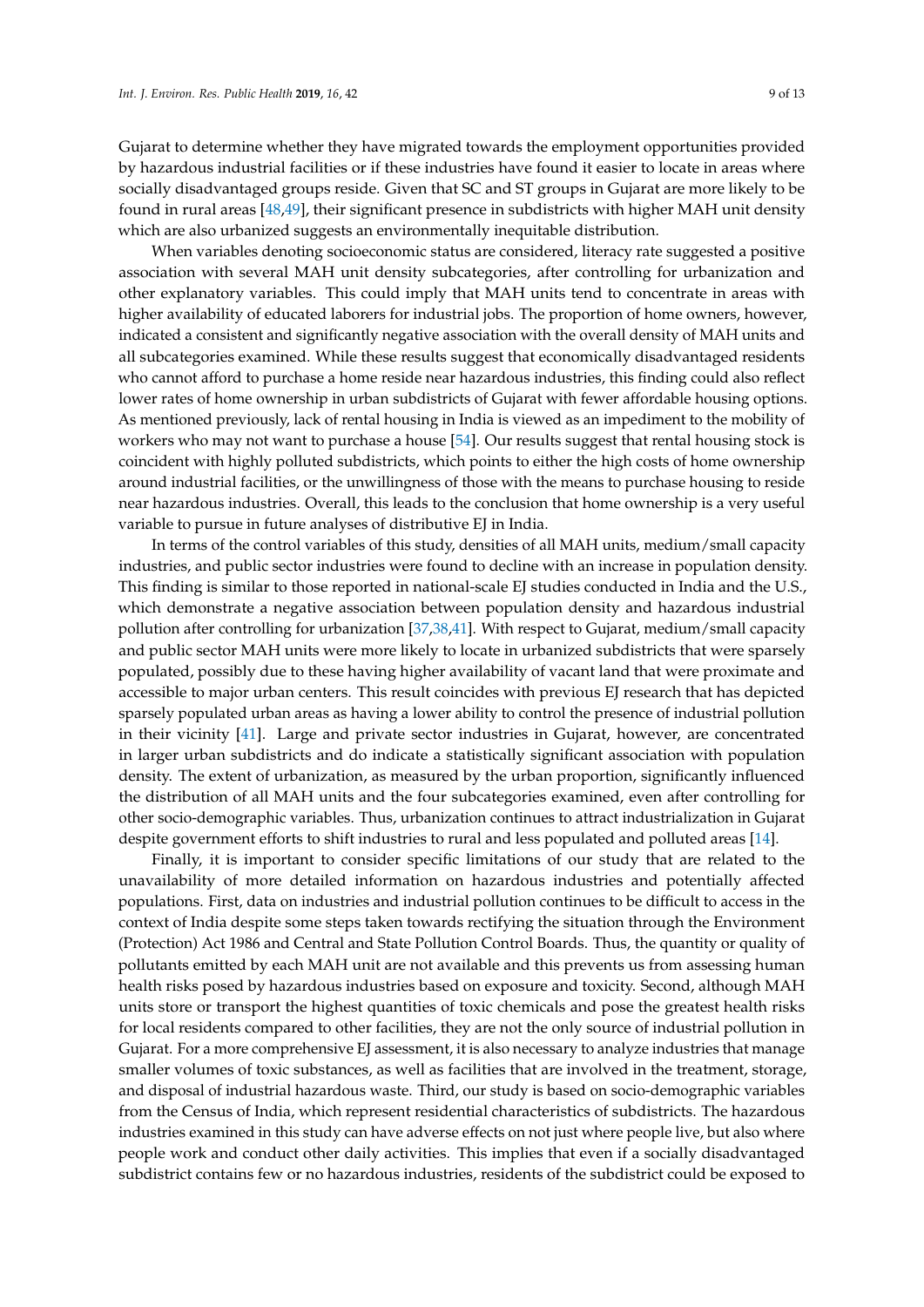Gujarat to determine whether they have migrated towards the employment opportunities provided by hazardous industrial facilities or if these industries have found it easier to locate in areas where socially disadvantaged groups reside. Given that SC and ST groups in Gujarat are more likely to be found in rural areas [48,49], their significant presence in subdistricts with higher MAH unit density which are also urbanized suggests an environmentally inequitable distribution.

When variables denoting socioeconomic status are considered, literacy rate suggested a positive association with several MAH unit density subcategories, after controlling for urbanization and other explanatory variables. This could imply that MAH units tend to concentrate in areas with higher availability of educated laborers for industrial jobs. The proportion of home owners, however, indicated a consistent and significantly negative association with the overall density of MAH units and all subcategories examined. While these results suggest that economically disadvantaged residents who cannot afford to purchase a home reside near hazardous industries, this finding could also reflect lower rates of home ownership in urban subdistricts of Gujarat with fewer affordable housing options. As mentioned previously, lack of rental housing in India is viewed as an impediment to the mobility of workers who may not want to purchase a house [54]. Our results suggest that rental housing stock is coincident with highly polluted subdistricts, which points to either the high costs of home ownership around industrial facilities, or the unwillingness of those with the means to purchase housing to reside near hazardous industries. Overall, this leads to the conclusion that home ownership is a very useful variable to pursue in future analyses of distributive EJ in India.

In terms of the control variables of this study, densities of all MAH units, medium/small capacity industries, and public sector industries were found to decline with an increase in population density. This finding is similar to those reported in national-scale EJ studies conducted in India and the U.S., which demonstrate a negative association between population density and hazardous industrial pollution after controlling for urbanization [37,38,41]. With respect to Gujarat, medium/small capacity and public sector MAH units were more likely to locate in urbanized subdistricts that were sparsely populated, possibly due to these having higher availability of vacant land that were proximate and accessible to major urban centers. This result coincides with previous EJ research that has depicted sparsely populated urban areas as having a lower ability to control the presence of industrial pollution in their vicinity [41]. Large and private sector industries in Gujarat, however, are concentrated in larger urban subdistricts and do indicate a statistically significant association with population density. The extent of urbanization, as measured by the urban proportion, significantly influenced the distribution of all MAH units and the four subcategories examined, even after controlling for other socio-demographic variables. Thus, urbanization continues to attract industrialization in Gujarat despite government efforts to shift industries to rural and less populated and polluted areas [14].

Finally, it is important to consider specific limitations of our study that are related to the unavailability of more detailed information on hazardous industries and potentially affected populations. First, data on industries and industrial pollution continues to be difficult to access in the context of India despite some steps taken towards rectifying the situation through the Environment (Protection) Act 1986 and Central and State Pollution Control Boards. Thus, the quantity or quality of pollutants emitted by each MAH unit are not available and this prevents us from assessing human health risks posed by hazardous industries based on exposure and toxicity. Second, although MAH units store or transport the highest quantities of toxic chemicals and pose the greatest health risks for local residents compared to other facilities, they are not the only source of industrial pollution in Gujarat. For a more comprehensive EJ assessment, it is also necessary to analyze industries that manage smaller volumes of toxic substances, as well as facilities that are involved in the treatment, storage, and disposal of industrial hazardous waste. Third, our study is based on socio-demographic variables from the Census of India, which represent residential characteristics of subdistricts. The hazardous industries examined in this study can have adverse effects on not just where people live, but also where people work and conduct other daily activities. This implies that even if a socially disadvantaged subdistrict contains few or no hazardous industries, residents of the subdistrict could be exposed to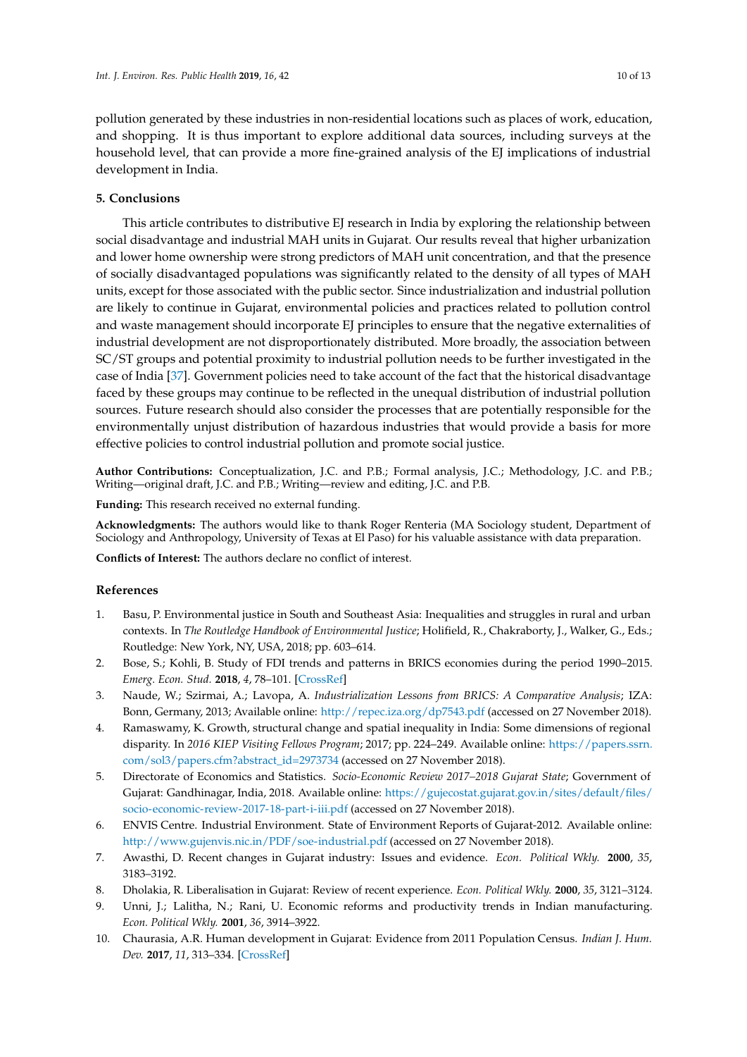pollution generated by these industries in non-residential locations such as places of work, education, and shopping. It is thus important to explore additional data sources, including surveys at the household level, that can provide a more fine-grained analysis of the EJ implications of industrial development in India.

## 5. Conclusions

This article contributes to distributive EJ research in India by exploring the relationship between social disadvantage and industrial MAH units in Gujarat. Our results reveal that higher urbanization and lower home ownership were strong predictors of MAH unit concentration, and that the presence of socially disadvantaged populations was significantly related to the density of all types of MAH units, except for those associated with the public sector. Since industrialization and industrial pollution are likely to continue in Gujarat, environmental policies and practices related to pollution control and waste management should incorporate EJ principles to ensure that the negative externalities of industrial development are not disproportionately distributed. More broadly, the association between SC/ST groups and potential proximity to industrial pollution needs to be further investigated in the case of India [37]. Government policies need to take account of the fact that the historical disadvantage faced by these groups may continue to be reflected in the unequal distribution of industrial pollution sources. Future research should also consider the processes that are potentially responsible for the environmentally unjust distribution of hazardous industries that would provide a basis for more effective policies to control industrial pollution and promote social justice.

**Author Contributions:** Conceptualization, J.C. and P.B.; Formal analysis, J.C.; Methodology, J.C. and P.B.; Writing—original draft, J.C. and P.B.; Writing—review and editing, J.C. and P.B.

**Funding:** This research received no external funding.

**Acknowledgments:** The authors would like to thank Roger Renteria (MA Sociology student, Department of Sociology and Anthropology, University of Texas at El Paso) for his valuable assistance with data preparation.

**Conflicts of Interest:** The authors declare no conflict of interest.

## References

1. Basu, P. Environmental justice in South and Southeast Asia: Inequalities and struggles in rural and urban contexts. In *The Routledge Handbook of Environmental Justice*; Holifield, R., Chakraborty, J., Walker, G., Eds.; Routledge: New York, NY, USA, 2018; pp. 603–614.
2. Bose, S.; Kohli, B. Study of FDI trends and patterns in BRICS economies during the period 1990–2015. *Emerg. Econ. Stud.* **2018**, *4*, 78–101. [CrossRef]
3. Naude, W.; Szirmai, A.; Lavopa, A. *Industrialization Lessons from BRICS: A Comparative Analysis*; IZA: Bonn, Germany, 2013; Available online: http://repec.iza.org/dp7543.pdf (accessed on 27 November 2018).
4. Ramaswamy, K. Growth, structural change and spatial inequality in India: Some dimensions of regional disparity. In *2016 KIEP Visiting Fellows Program*; 2017; pp. 224–249. Available online: https://papers.ssrn.com/sol3/papers.cfm?abstract_id=2973734 (accessed on 27 November 2018).
5. Directorate of Economics and Statistics. *Socio-Economic Review 2017–2018 Gujarat State*; Government of Gujarat: Gandhinagar, India, 2018. Available online: https://gujecostat.gujarat.gov.in/sites/default/files/socio-economic-review-2017-18-part-i-iii.pdf (accessed on 27 November 2018).
6. ENVIS Centre. Industrial Environment. State of Environment Reports of Gujarat-2012. Available online: http://www.gujenvis.nic.in/PDF/soe-industrial.pdf (accessed on 27 November 2018).
7. Awasthi, D. Recent changes in Gujarat industry: Issues and evidence. *Econ. Political Wkly.* **2000**, *35*, 3183–3192.
8. Dholakia, R. Liberalisation in Gujarat: Review of recent experience. *Econ. Political Wkly.* **2000**, *35*, 3121–3124.
9. Unni, J.; Lalitha, N.; Rani, U. Economic reforms and productivity trends in Indian manufacturing. *Econ. Political Wkly.* **2001**, *36*, 3914–3922.
10. Chaurasia, A.R. Human development in Gujarat: Evidence from 2011 Population Census. *Indian J. Hum. Dev.* **2017**, *11*, 313–334. [CrossRef]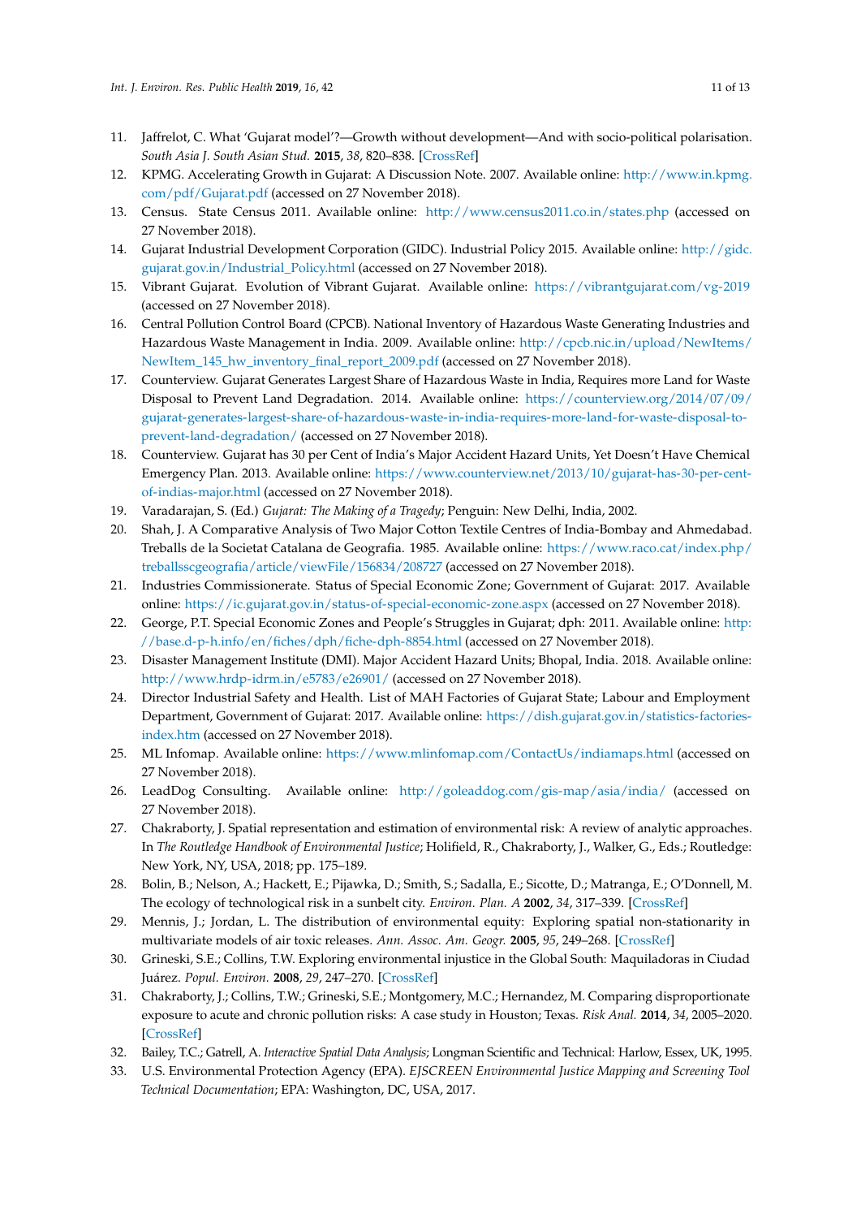11. Jaffrelot, C. What 'Gujarat model'?—Growth without development—And with socio-political polarisation. *South Asia J. South Asian Stud.* **2015**, *38*, 820–838. [CrossRef]
12. KPMG. Accelerating Growth in Gujarat: A Discussion Note. 2007. Available online: http://www.in.kpmg.com/pdf/Gujarat.pdf (accessed on 27 November 2018).
13. Census. State Census 2011. Available online: http://www.census2011.co.in/states.php (accessed on 27 November 2018).
14. Gujarat Industrial Development Corporation (GIDC). Industrial Policy 2015. Available online: http://gidc.gujarat.gov.in/Industrial_Policy.html (accessed on 27 November 2018).
15. Vibrant Gujarat. Evolution of Vibrant Gujarat. Available online: https://vibrantgujarat.com/vg-2019 (accessed on 27 November 2018).
16. Central Pollution Control Board (CPCB). National Inventory of Hazardous Waste Generating Industries and Hazardous Waste Management in India. 2009. Available online: http://cpcb.nic.in/upload/NewItems/NewItem_145_hw_inventory_final_report_2009.pdf (accessed on 27 November 2018).
17. Counterview. Gujarat Generates Largest Share of Hazardous Waste in India, Requires more Land for Waste Disposal to Prevent Land Degradation. 2014. Available online: https://counterview.org/2014/07/09/gujarat-generates-largest-share-of-hazardous-waste-in-india-requires-more-land-for-waste-disposal-to-prevent-land-degradation/ (accessed on 27 November 2018).
18. Counterview. Gujarat has 30 per Cent of India's Major Accident Hazard Units, Yet Doesn't Have Chemical Emergency Plan. 2013. Available online: https://www.counterview.net/2013/10/gujarat-has-30-per-cent-of-indias-major.html (accessed on 27 November 2018).
19. Varadarajan, S. (Ed.) *Gujarat: The Making of a Tragedy*; Penguin: New Delhi, India, 2002.
20. Shah, J. A Comparative Analysis of Two Major Cotton Textile Centres of India-Bombay and Ahmedabad. Treballs de la Societat Catalana de Geografia. 1985. Available online: https://www.raco.cat/index.php/treballsscgeografia/article/viewFile/156834/208727 (accessed on 27 November 2018).
21. Industries Commissionerate. Status of Special Economic Zone; Government of Gujarat: 2017. Available online: https://ic.gujarat.gov.in/status-of-special-economic-zone.aspx (accessed on 27 November 2018).
22. George, P.T. Special Economic Zones and People's Struggles in Gujarat; dph: 2011. Available online: http://base.d-p-h.info/en/fiches/dph/fiche-dph-8854.html (accessed on 27 November 2018).
23. Disaster Management Institute (DMI). Major Accident Hazard Units; Bhopal, India. 2018. Available online: http://www.hrdp-idrm.in/e5783/e26901/ (accessed on 27 November 2018).
24. Director Industrial Safety and Health. List of MAH Factories of Gujarat State; Labour and Employment Department, Government of Gujarat: 2017. Available online: https://dish.gujarat.gov.in/statistics-factories-index.htm (accessed on 27 November 2018).
25. ML Infomap. Available online: https://www.mlinfomap.com/ContactUs/indiamaps.html (accessed on 27 November 2018).
26. LeadDog Consulting. Available online: http://goleaddog.com/gis-map/asia/india/ (accessed on 27 November 2018).
27. Chakraborty, J. Spatial representation and estimation of environmental risk: A review of analytic approaches. In *The Routledge Handbook of Environmental Justice*; Holifield, R., Chakraborty, J., Walker, G., Eds.; Routledge: New York, NY, USA, 2018; pp. 175–189.
28. Bolin, B.; Nelson, A.; Hackett, E.; Pijawka, D.; Smith, S.; Sadalla, E.; Sicotte, D.; Matranga, E.; O'Donnell, M. The ecology of technological risk in a sunbelt city. *Environ. Plan. A* **2002**, *34*, 317–339. [CrossRef]
29. Mennis, J.; Jordan, L. The distribution of environmental equity: Exploring spatial non-stationarity in multivariate models of air toxic releases. *Ann. Assoc. Am. Geogr.* **2005**, *95*, 249–268. [CrossRef]
30. Grineski, S.E.; Collins, T.W. Exploring environmental injustice in the Global South: Maquiladoras in Ciudad Juárez. *Popul. Environ.* **2008**, *29*, 247–270. [CrossRef]
31. Chakraborty, J.; Collins, T.W.; Grineski, S.E.; Montgomery, M.C.; Hernandez, M. Comparing disproportionate exposure to acute and chronic pollution risks: A case study in Houston; Texas. *Risk Anal.* **2014**, *34*, 2005–2020. [CrossRef]
32. Bailey, T.C.; Gatrell, A. *Interactive Spatial Data Analysis*; Longman Scientific and Technical: Harlow, Essex, UK, 1995.
33. U.S. Environmental Protection Agency (EPA). *EJSCREEN Environmental Justice Mapping and Screening Tool Technical Documentation*; EPA: Washington, DC, USA, 2017.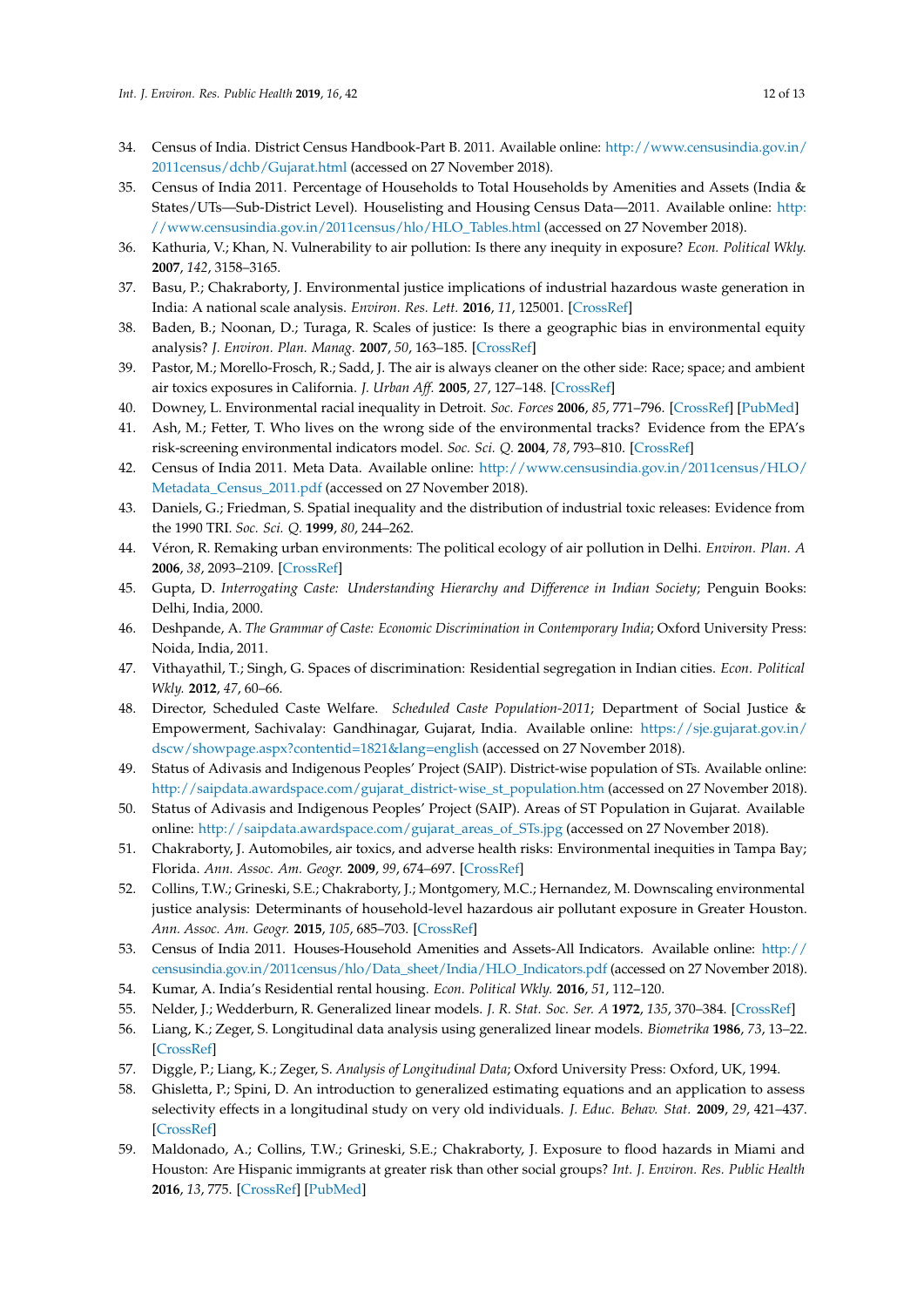34. Census of India. District Census Handbook-Part B. 2011. Available online: http://www.censusindia.gov.in/2011census/dchb/Gujarat.html (accessed on 27 November 2018).
35. Census of India 2011. Percentage of Households to Total Households by Amenities and Assets (India & States/UTs—Sub-District Level). Houselisting and Housing Census Data—2011. Available online: http://www.censusindia.gov.in/2011census/hlo/HLO_Tables.html (accessed on 27 November 2018).
36. Kathuria, V.; Khan, N. Vulnerability to air pollution: Is there any inequity in exposure? *Econ. Political Wkly.* **2007**, *142*, 3158–3165.
37. Basu, P.; Chakraborty, J. Environmental justice implications of industrial hazardous waste generation in India: A national scale analysis. *Environ. Res. Lett.* **2016**, *11*, 125001. [CrossRef]
38. Baden, B.; Noonan, D.; Turaga, R. Scales of justice: Is there a geographic bias in environmental equity analysis? *J. Environ. Plan. Manag.* **2007**, *50*, 163–185. [CrossRef]
39. Pastor, M.; Morello-Frosch, R.; Sadd, J. The air is always cleaner on the other side: Race; space; and ambient air toxics exposures in California. *J. Urban Aff.* **2005**, *27*, 127–148. [CrossRef]
40. Downey, L. Environmental racial inequality in Detroit. *Soc. Forces* **2006**, *85*, 771–796. [CrossRef] [PubMed]
41. Ash, M.; Fetter, T. Who lives on the wrong side of the environmental tracks? Evidence from the EPA's risk-screening environmental indicators model. *Soc. Sci. Q.* **2004**, *78*, 793–810. [CrossRef]
42. Census of India 2011. Meta Data. Available online: http://www.censusindia.gov.in/2011census/HLO/Metadata_Census_2011.pdf (accessed on 27 November 2018).
43. Daniels, G.; Friedman, S. Spatial inequality and the distribution of industrial toxic releases: Evidence from the 1990 TRI. *Soc. Sci. Q.* **1999**, *80*, 244–262.
44. Véron, R. Remaking urban environments: The political ecology of air pollution in Delhi. *Environ. Plan. A* **2006**, *38*, 2093–2109. [CrossRef]
45. Gupta, D. *Interrogating Caste: Understanding Hierarchy and Difference in Indian Society*; Penguin Books: Delhi, India, 2000.
46. Deshpande, A. *The Grammar of Caste: Economic Discrimination in Contemporary India*; Oxford University Press: Noida, India, 2011.
47. Vithayathil, T.; Singh, G. Spaces of discrimination: Residential segregation in Indian cities. *Econ. Political Wkly.* **2012**, *47*, 60–66.
48. Director, Scheduled Caste Welfare. *Scheduled Caste Population-2011*; Department of Social Justice & Empowerment, Sachivalay: Gandhinagar, Gujarat, India. Available online: https://sje.gujarat.gov.in/dscw/showpage.aspx?contentid=1821&lang=english (accessed on 27 November 2018).
49. Status of Adivasis and Indigenous Peoples' Project (SAIP). District-wise population of STs. Available online: http://saipdata.awardspace.com/gujarat_district-wise_st_population.htm (accessed on 27 November 2018).
50. Status of Adivasis and Indigenous Peoples' Project (SAIP). Areas of ST Population in Gujarat. Available online: http://saipdata.awardspace.com/gujarat_areas_of_STs.jpg (accessed on 27 November 2018).
51. Chakraborty, J. Automobiles, air toxics, and adverse health risks: Environmental inequities in Tampa Bay; Florida. *Ann. Assoc. Am. Geogr.* **2009**, *99*, 674–697. [CrossRef]
52. Collins, T.W.; Grineski, S.E.; Chakraborty, J.; Montgomery, M.C.; Hernandez, M. Downscaling environmental justice analysis: Determinants of household-level hazardous air pollutant exposure in Greater Houston. *Ann. Assoc. Am. Geogr.* **2015**, *105*, 685–703. [CrossRef]
53. Census of India 2011. Houses-Household Amenities and Assets-All Indicators. Available online: http://censusindia.gov.in/2011census/hlo/Data_sheet/India/HLO_Indicators.pdf (accessed on 27 November 2018).
54. Kumar, A. India's Residential rental housing. *Econ. Political Wkly.* **2016**, *51*, 112–120.
55. Nelder, J.; Wedderburn, R. Generalized linear models. *J. R. Stat. Soc. Ser. A* **1972**, *135*, 370–384. [CrossRef]
56. Liang, K.; Zeger, S. Longitudinal data analysis using generalized linear models. *Biometrika* **1986**, *73*, 13–22. [CrossRef]
57. Diggle, P.; Liang, K.; Zeger, S. *Analysis of Longitudinal Data*; Oxford University Press: Oxford, UK, 1994.
58. Ghisletta, P.; Spini, D. An introduction to generalized estimating equations and an application to assess selectivity effects in a longitudinal study on very old individuals. *J. Educ. Behav. Stat.* **2009**, *29*, 421–437. [CrossRef]
59. Maldonado, A.; Collins, T.W.; Grineski, S.E.; Chakraborty, J. Exposure to flood hazards in Miami and Houston: Are Hispanic immigrants at greater risk than other social groups? *Int. J. Environ. Res. Public Health* **2016**, *13*, 775. [CrossRef] [PubMed]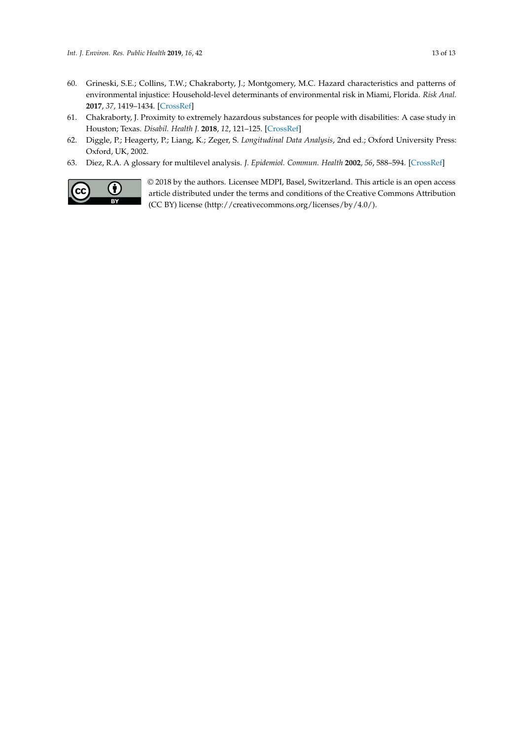60. Grineski, S.E.; Collins, T.W.; Chakraborty, J.; Montgomery, M.C. Hazard characteristics and patterns of environmental injustice: Household-level determinants of environmental risk in Miami, Florida. *Risk Anal.* **2017**, *37*, 1419–1434. [CrossRef]
61. Chakraborty, J. Proximity to extremely hazardous substances for people with disabilities: A case study in Houston; Texas. *Disabil. Health J.* **2018**, *12*, 121–125. [CrossRef]
62. Diggle, P.; Heagerty, P.; Liang, K.; Zeger, S. *Longitudinal Data Analysis*, 2nd ed.; Oxford University Press: Oxford, UK, 2002.
63. Diez, R.A. A glossary for multilevel analysis. *J. Epidemiol. Commun. Health* **2002**, *56*, 588–594. [CrossRef]

© 2018 by the authors. Licensee MDPI, Basel, Switzerland. This article is an open access article distributed under the terms and conditions of the Creative Commons Attribution (CC BY) license (http://creativecommons.org/licenses/by/4.0/).